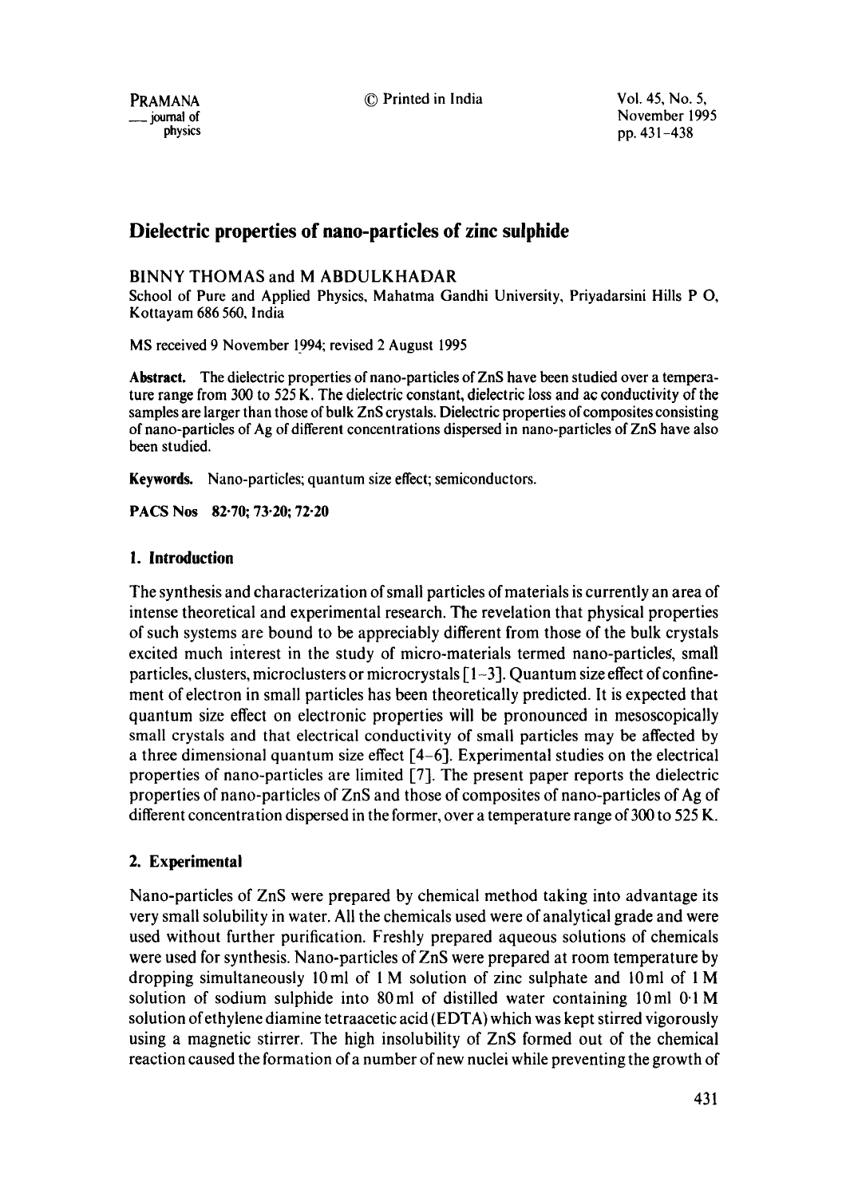# Dielectric properties of nano-particles of zinc sulphide

BINNY THOMAS and M ABDULKHADAR

School of Pure and Applied Physics, Mahatma Gandhi University, Priyadarsini Hills P O, Kottayam 686 560, India

MS received 9 November 1994; revised 2 August 1995

**Abstract.** The dielectric properties of nano-particles of ZnS have been studied over a temperature range from 300 to 525 K. The dielectric constant, dielectric loss and ac conductivity of the samples are larger than those of bulk ZnS crystals. Dielectric properties of composites consisting of nano-particles of Ag of different concentrations dispersed in nano-particles of ZnS have also been studied.

**Keywords.** Nano-particles; quantum size effect; semiconductors.

**PACS Nos** 82·70; 73·20; 72·20

## 1. Introduction

The synthesis and characterization of small particles of materials is currently an area of intense theoretical and experimental research. The revelation that physical properties of such systems are bound to be appreciably different from those of the bulk crystals excited much interest in the study of micro-materials termed nano-particles, small particles, clusters, microclusters or microcrystals [1–3]. Quantum size effect of confinement of electron in small particles has been theoretically predicted. It is expected that quantum size effect on electronic properties will be pronounced in mesoscopically small crystals and that electrical conductivity of small particles may be affected by a three dimensional quantum size effect [4–6]. Experimental studies on the electrical properties of nano-particles are limited [7]. The present paper reports the dielectric properties of nano-particles of ZnS and those of composites of nano-particles of Ag of different concentration dispersed in the former, over a temperature range of 300 to 525 K.

## 2. Experimental

Nano-particles of ZnS were prepared by chemical method taking into advantage its very small solubility in water. All the chemicals used were of analytical grade and were used without further purification. Freshly prepared aqueous solutions of chemicals were used for synthesis. Nano-particles of ZnS were prepared at room temperature by dropping simultaneously 10 ml of 1 M solution of zinc sulphate and 10 ml of 1 M solution of sodium sulphide into 80 ml of distilled water containing 10 ml 0·1 M solution of ethylene diamine tetraacetic acid (EDTA) which was kept stirred vigorously using a magnetic stirrer. The high insolubility of ZnS formed out of the chemical reaction caused the formation of a number of new nuclei while preventing the growth of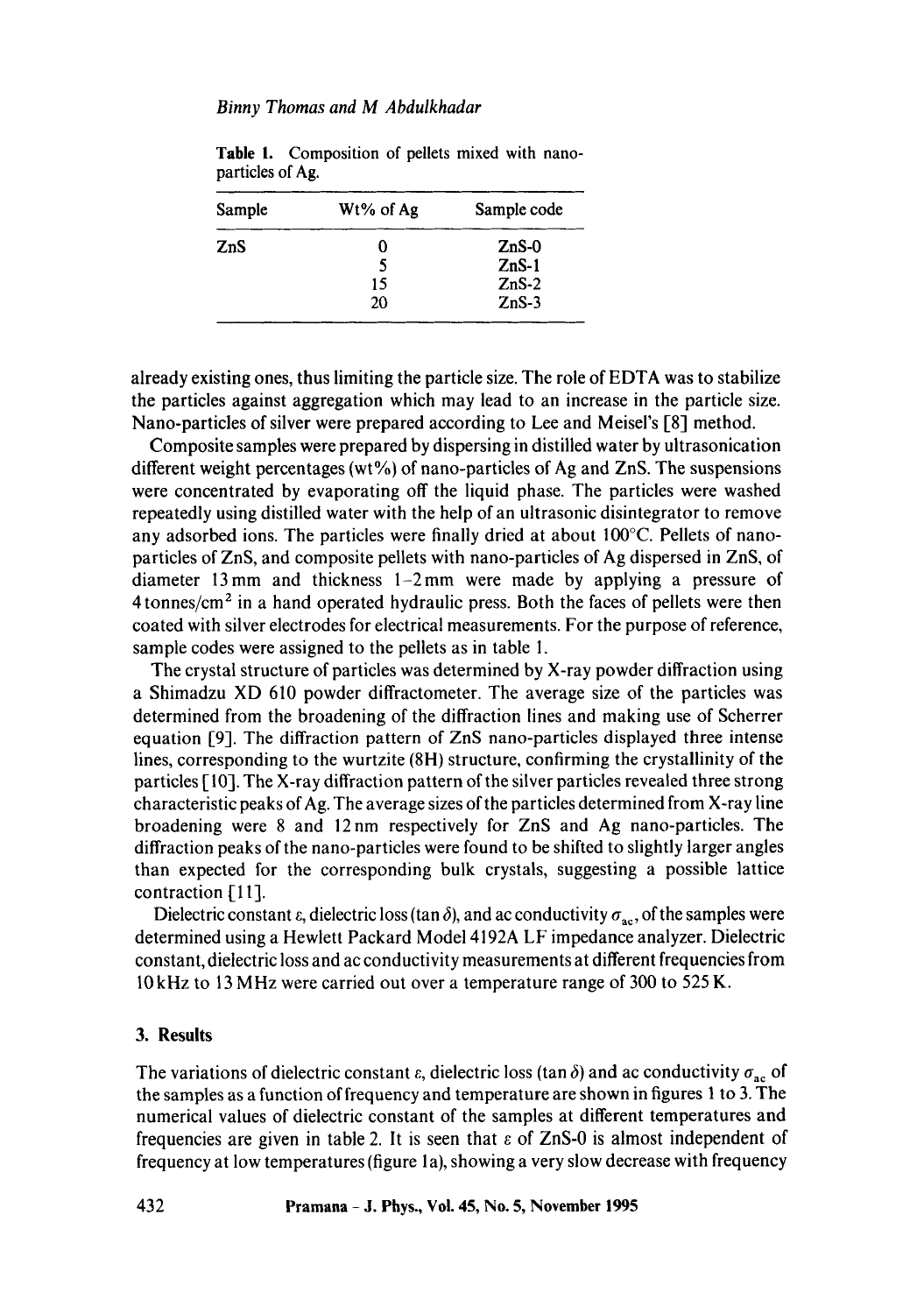Table 1. Composition of pellets mixed with nano-particles of Ag.

| Sample | Wt% of Ag | Sample code |
|---|---|---|
| ZnS | 0 | ZnS-0 |
| | 5 | ZnS-1 |
| | 15 | ZnS-2 |
| | 20 | ZnS-3 |

already existing ones, thus limiting the particle size. The role of EDTA was to stabilize the particles against aggregation which may lead to an increase in the particle size. Nano-particles of silver were prepared according to Lee and Meisel's [8] method.

Composite samples were prepared by dispersing in distilled water by ultrasonication different weight percentages (wt%) of nano-particles of Ag and ZnS. The suspensions were concentrated by evaporating off the liquid phase. The particles were washed repeatedly using distilled water with the help of an ultrasonic disintegrator to remove any adsorbed ions. The particles were finally dried at about 100°C. Pellets of nano-particles of ZnS, and composite pellets with nano-particles of Ag dispersed in ZnS, of diameter 13 mm and thickness 1–2 mm were made by applying a pressure of 4 tonnes/cm$^2$ in a hand operated hydraulic press. Both the faces of pellets were then coated with silver electrodes for electrical measurements. For the purpose of reference, sample codes were assigned to the pellets as in table 1.

The crystal structure of particles was determined by X-ray powder diffraction using a Shimadzu XD 610 powder diffractometer. The average size of the particles was determined from the broadening of the diffraction lines and making use of Scherrer equation [9]. The diffraction pattern of ZnS nano-particles displayed three intense lines, corresponding to the wurtzite (8H) structure, confirming the crystallinity of the particles [10]. The X-ray diffraction pattern of the silver particles revealed three strong characteristic peaks of Ag. The average sizes of the particles determined from X-ray line broadening were 8 and 12 nm respectively for ZnS and Ag nano-particles. The diffraction peaks of the nano-particles were found to be shifted to slightly larger angles than expected for the corresponding bulk crystals, suggesting a possible lattice contraction [11].

Dielectric constant $\varepsilon$, dielectric loss ($\tan\delta$), and ac conductivity $\sigma_{ac}$, of the samples were determined using a Hewlett Packard Model 4192A LF impedance analyzer. Dielectric constant, dielectric loss and ac conductivity measurements at different frequencies from 10 kHz to 13 MHz were carried out over a temperature range of 300 to 525 K.

## 3. Results

The variations of dielectric constant $\varepsilon$, dielectric loss ($\tan\delta$) and ac conductivity $\sigma_{ac}$ of the samples as a function of frequency and temperature are shown in figures 1 to 3. The numerical values of dielectric constant of the samples at different temperatures and frequencies are given in table 2. It is seen that $\varepsilon$ of ZnS-0 is almost independent of frequency at low temperatures (figure 1a), showing a very slow decrease with frequency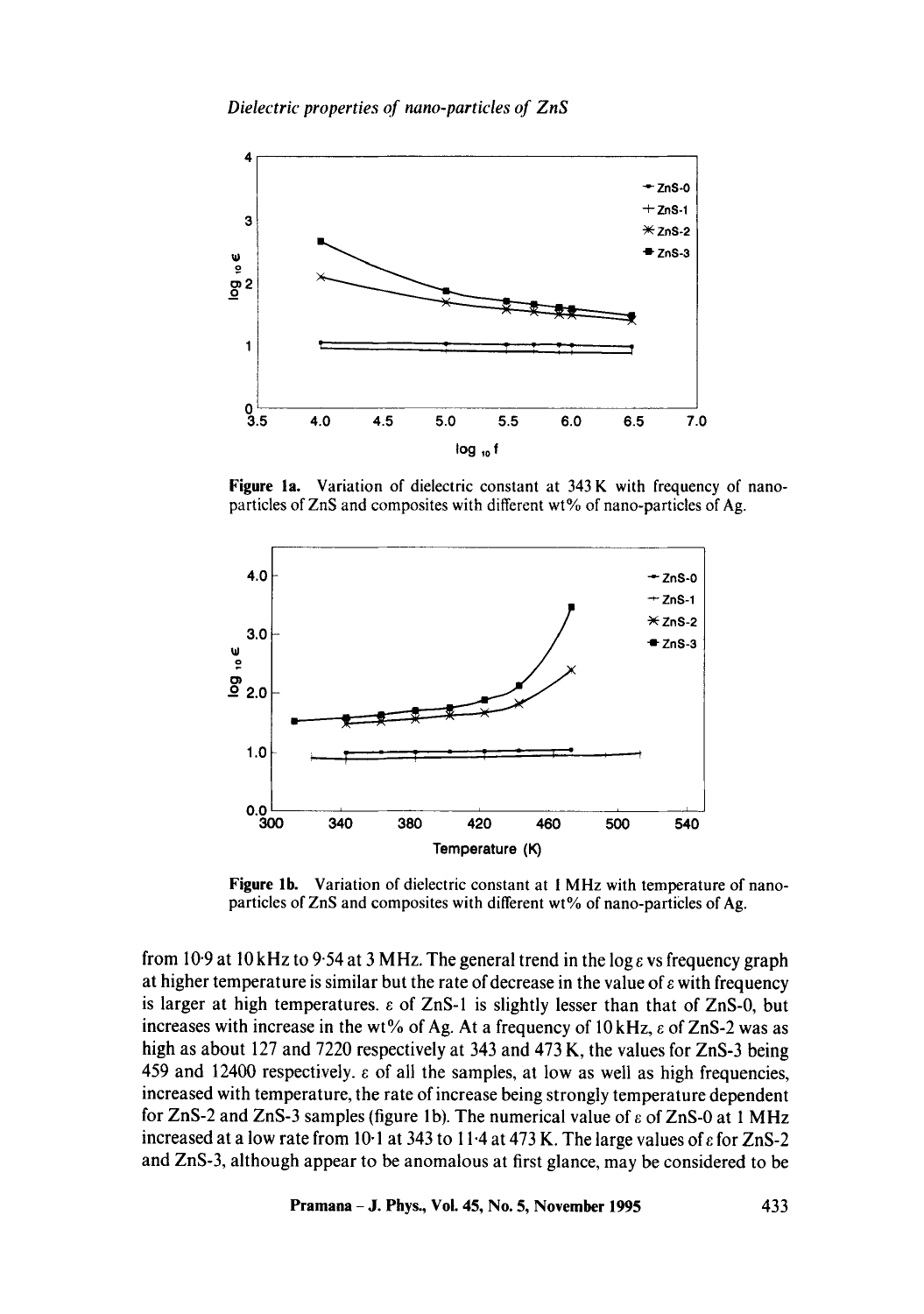**Figure 1a.** Variation of dielectric constant at 343 K with frequency of nano-particles of ZnS and composites with different wt% of nano-particles of Ag.

**Figure 1b.** Variation of dielectric constant at 1 MHz with temperature of nano-particles of ZnS and composites with different wt% of nano-particles of Ag.

from 10·9 at 10 kHz to 9·54 at 3 MHz. The general trend in the $\log \varepsilon$ vs frequency graph at higher temperature is similar but the rate of decrease in the value of $\varepsilon$ with frequency is larger at high temperatures. $\varepsilon$ of ZnS-1 is slightly lesser than that of ZnS-0, but increases with increase in the wt% of Ag. At a frequency of 10 kHz, $\varepsilon$ of ZnS-2 was as high as about 127 and 7220 respectively at 343 and 473 K, the values for ZnS-3 being 459 and 12400 respectively. $\varepsilon$ of all the samples, at low as well as high frequencies, increased with temperature, the rate of increase being strongly temperature dependent for ZnS-2 and ZnS-3 samples (figure 1b). The numerical value of $\varepsilon$ of ZnS-0 at 1 MHz increased at a low rate from 10·1 at 343 to 11·4 at 473 K. The large values of $\varepsilon$ for ZnS-2 and ZnS-3, although appear to be anomalous at first glance, may be considered to be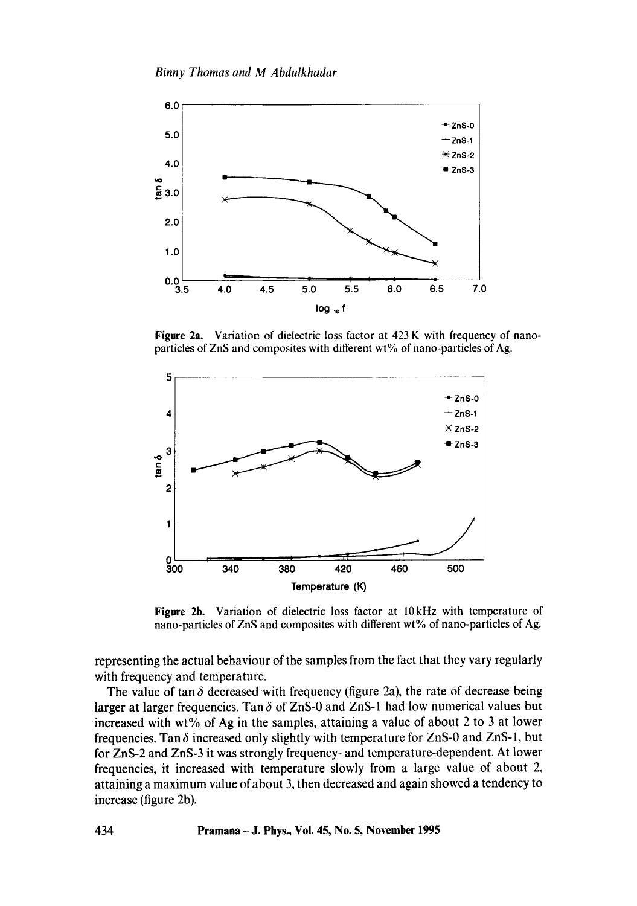**Figure 2a.** Variation of dielectric loss factor at 423 K with frequency of nano-particles of ZnS and composites with different wt% of nano-particles of Ag.

**Figure 2b.** Variation of dielectric loss factor at 10 kHz with temperature of nano-particles of ZnS and composites with different wt% of nano-particles of Ag.

representing the actual behaviour of the samples from the fact that they vary regularly with frequency and temperature.

The value of $\tan\delta$ decreased with frequency (figure 2a), the rate of decrease being larger at larger frequencies. $\tan\delta$ of ZnS-0 and ZnS-1 had low numerical values but increased with wt% of Ag in the samples, attaining a value of about 2 to 3 at lower frequencies. $\tan\delta$ increased only slightly with temperature for ZnS-0 and ZnS-1, but for ZnS-2 and ZnS-3 it was strongly frequency- and temperature-dependent. At lower frequencies, it increased with temperature slowly from a large value of about 2, attaining a maximum value of about 3, then decreased and again showed a tendency to increase (figure 2b).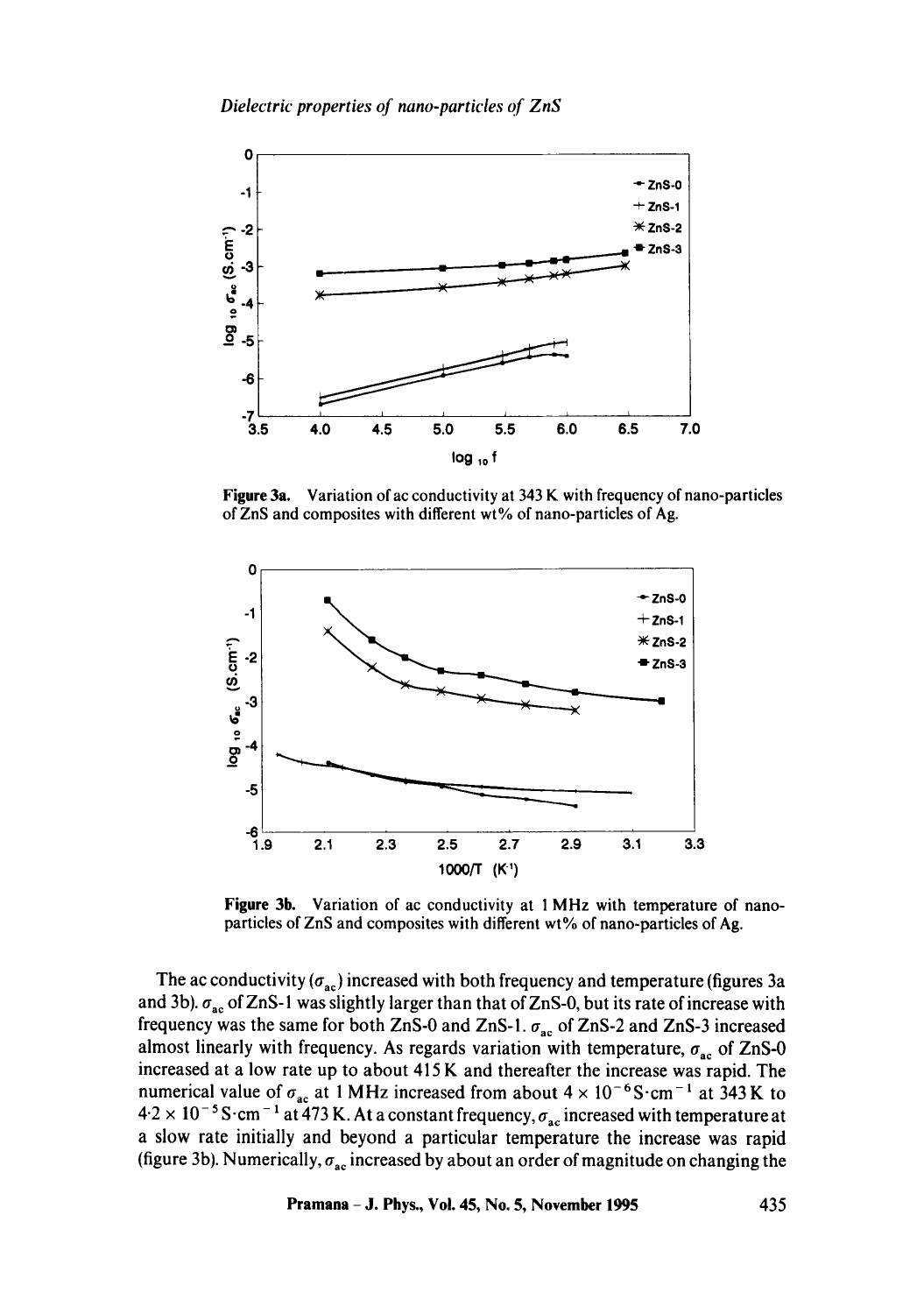Figure 3a. Variation of ac conductivity at 343 K with frequency of nano-particles of ZnS and composites with different wt% of nano-particles of Ag.

Figure 3b. Variation of ac conductivity at 1 MHz with temperature of nano-particles of ZnS and composites with different wt% of nano-particles of Ag.

The ac conductivity ($\sigma_{ac}$) increased with both frequency and temperature (figures 3a and 3b). $\sigma_{ac}$ of ZnS-1 was slightly larger than that of ZnS-0, but its rate of increase with frequency was the same for both ZnS-0 and ZnS-1. $\sigma_{ac}$ of ZnS-2 and ZnS-3 increased almost linearly with frequency. As regards variation with temperature, $\sigma_{ac}$ of ZnS-0 increased at a low rate up to about 415 K and thereafter the increase was rapid. The numerical value of $\sigma_{ac}$ at 1 MHz increased from about $4 \times 10^{-6}$ S·cm$^{-1}$ at 343 K to $4{\cdot}2 \times 10^{-5}$ S·cm$^{-1}$ at 473 K. At a constant frequency, $\sigma_{ac}$ increased with temperature at a slow rate initially and beyond a particular temperature the increase was rapid (figure 3b). Numerically, $\sigma_{ac}$ increased by about an order of magnitude on changing the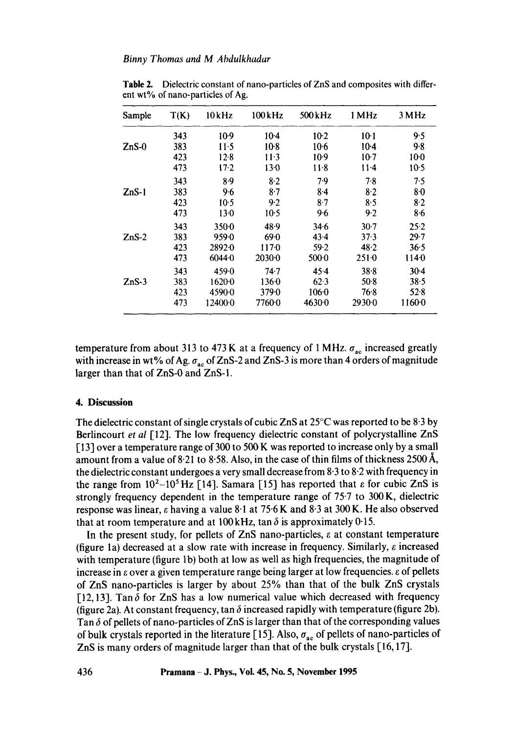**Table 2.** Dielectric constant of nano-particles of ZnS and composites with different wt% of nano-particles of Ag.

| Sample | T(K) | 10 kHz | 100 kHz | 500 kHz | 1 MHz | 3 MHz |
|---|---|---|---|---|---|---|
| | 343 | 10·9 | 10·4 | 10·2 | 10·1 | 9·5 |
| ZnS-0 | 383 | 11·5 | 10·8 | 10·6 | 10·4 | 9·8 |
| | 423 | 12·8 | 11·3 | 10·9 | 10·7 | 10·0 |
| | 473 | 17·2 | 13·0 | 11·8 | 11·4 | 10·5 |
| | 343 | 8·9 | 8·2 | 7·9 | 7·8 | 7·5 |
| ZnS-1 | 383 | 9·6 | 8·7 | 8·4 | 8·2 | 8·0 |
| | 423 | 10·5 | 9·2 | 8·7 | 8·5 | 8·2 |
| | 473 | 13·0 | 10·5 | 9·6 | 9·2 | 8·6 |
| | 343 | 350·0 | 48·9 | 34·6 | 30·7 | 25·2 |
| ZnS-2 | 383 | 959·0 | 69·0 | 43·4 | 37·3 | 29·7 |
| | 423 | 2892·0 | 117·0 | 59·2 | 48·2 | 36·5 |
| | 473 | 6044·0 | 2030·0 | 500·0 | 251·0 | 114·0 |
| | 343 | 459·0 | 74·7 | 45·4 | 38·8 | 30·4 |
| ZnS-3 | 383 | 1620·0 | 136·0 | 62·3 | 50·8 | 38·5 |
| | 423 | 4590·0 | 379·0 | 106·0 | 76·8 | 52·8 |
| | 473 | 12400·0 | 7760·0 | 4630·0 | 2930·0 | 1160·0 |

temperature from about 313 to 473 K at a frequency of 1 MHz. $\sigma_{ac}$ increased greatly with increase in wt% of Ag. $\sigma_{ac}$ of ZnS-2 and ZnS-3 is more than 4 orders of magnitude larger than that of ZnS-0 and ZnS-1.

## 4. Discussion

The dielectric constant of single crystals of cubic ZnS at 25°C was reported to be 8·3 by Berlincourt *et al* [12]. The low frequency dielectric constant of polycrystalline ZnS [13] over a temperature range of 300 to 500 K was reported to increase only by a small amount from a value of 8·21 to 8·58. Also, in the case of thin films of thickness 2500 Å, the dielectric constant undergoes a very small decrease from 8·3 to 8·2 with frequency in the range from $10^2$–$10^5$ Hz [14]. Samara [15] has reported that $\varepsilon$ for cubic ZnS is strongly frequency dependent in the temperature range of 75·7 to 300 K, dielectric response was linear, $\varepsilon$ having a value 8·1 at 75·6 K and 8·3 at 300 K. He also observed that at room temperature and at 100 kHz, $\tan\delta$ is approximately 0·15.

In the present study, for pellets of ZnS nano-particles, $\varepsilon$ at constant temperature (figure 1a) decreased at a slow rate with increase in frequency. Similarly, $\varepsilon$ increased with temperature (figure 1b) both at low as well as high frequencies, the magnitude of increase in $\varepsilon$ over a given temperature range being larger at low frequencies. $\varepsilon$ of pellets of ZnS nano-particles is larger by about 25% than that of the bulk ZnS crystals [12, 13]. $\tan\delta$ for ZnS has a low numerical value which decreased with frequency (figure 2a). At constant frequency, $\tan\delta$ increased rapidly with temperature (figure 2b). $\tan\delta$ of pellets of nano-particles of ZnS is larger than that of the corresponding values of bulk crystals reported in the literature [15]. Also, $\sigma_{ac}$ of pellets of nano-particles of ZnS is many orders of magnitude larger than that of the bulk crystals [16, 17].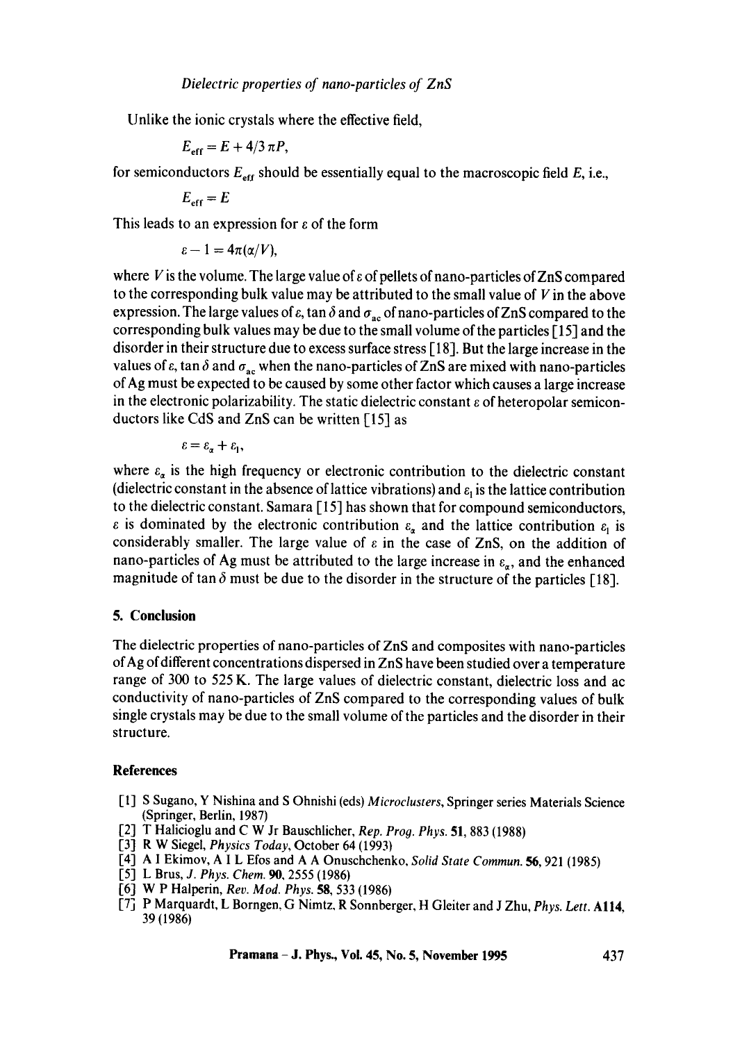Unlike the ionic crystals where the effective field,

$$E_{\rm eff} = E + 4/3\,\pi P,$$

for semiconductors $E_{\rm eff}$ should be essentially equal to the macroscopic field $E$, i.e.,

$$E_{\rm eff} = E$$

This leads to an expression for $\varepsilon$ of the form

$$\varepsilon - 1 = 4\pi(\alpha/V),$$

where $V$ is the volume. The large value of $\varepsilon$ of pellets of nano-particles of ZnS compared to the corresponding bulk value may be attributed to the small value of $V$ in the above expression. The large values of $\varepsilon$, $\tan\delta$ and $\sigma_{\rm ac}$ of nano-particles of ZnS compared to the corresponding bulk values may be due to the small volume of the particles [15] and the disorder in their structure due to excess surface stress [18]. But the large increase in the values of $\varepsilon$, $\tan\delta$ and $\sigma_{\rm ac}$ when the nano-particles of ZnS are mixed with nano-particles of Ag must be expected to be caused by some other factor which causes a large increase in the electronic polarizability. The static dielectric constant $\varepsilon$ of heteropolar semiconductors like CdS and ZnS can be written [15] as

$$\varepsilon = \varepsilon_\alpha + \varepsilon_{\rm l},$$

where $\varepsilon_\alpha$ is the high frequency or electronic contribution to the dielectric constant (dielectric constant in the absence of lattice vibrations) and $\varepsilon_{\rm l}$ is the lattice contribution to the dielectric constant. Samara [15] has shown that for compound semiconductors, $\varepsilon$ is dominated by the electronic contribution $\varepsilon_\alpha$ and the lattice contribution $\varepsilon_{\rm l}$ is considerably smaller. The large value of $\varepsilon$ in the case of ZnS, on the addition of nano-particles of Ag must be attributed to the large increase in $\varepsilon_\alpha$, and the enhanced magnitude of $\tan\delta$ must be due to the disorder in the structure of the particles [18].

## 5. Conclusion

The dielectric properties of nano-particles of ZnS and composites with nano-particles of Ag of different concentrations dispersed in ZnS have been studied over a temperature range of 300 to 525 K. The large values of dielectric constant, dielectric loss and ac conductivity of nano-particles of ZnS compared to the corresponding values of bulk single crystals may be due to the small volume of the particles and the disorder in their structure.

## References

[1] S Sugano, Y Nishina and S Ohnishi (eds) *Microclusters*, Springer series Materials Science (Springer, Berlin, 1987)

[2] T Halicioglu and C W Jr Bauschlicher, *Rep. Prog. Phys.* **51**, 883 (1988)

[3] R W Siegel, *Physics Today*, October 64 (1993)

[4] A I Ekimov, A I L Efos and A A Onuschchenko, *Solid State Commun.* **56**, 921 (1985)

[5] L Brus, *J. Phys. Chem.* **90**, 2555 (1986)

[6] W P Halperin, *Rev. Mod. Phys.* **58**, 533 (1986)

[7] P Marquardt, L Borngen, G Nimtz, R Sonnberger, H Gleiter and J Zhu, *Phys. Lett.* **A114**, 39 (1986)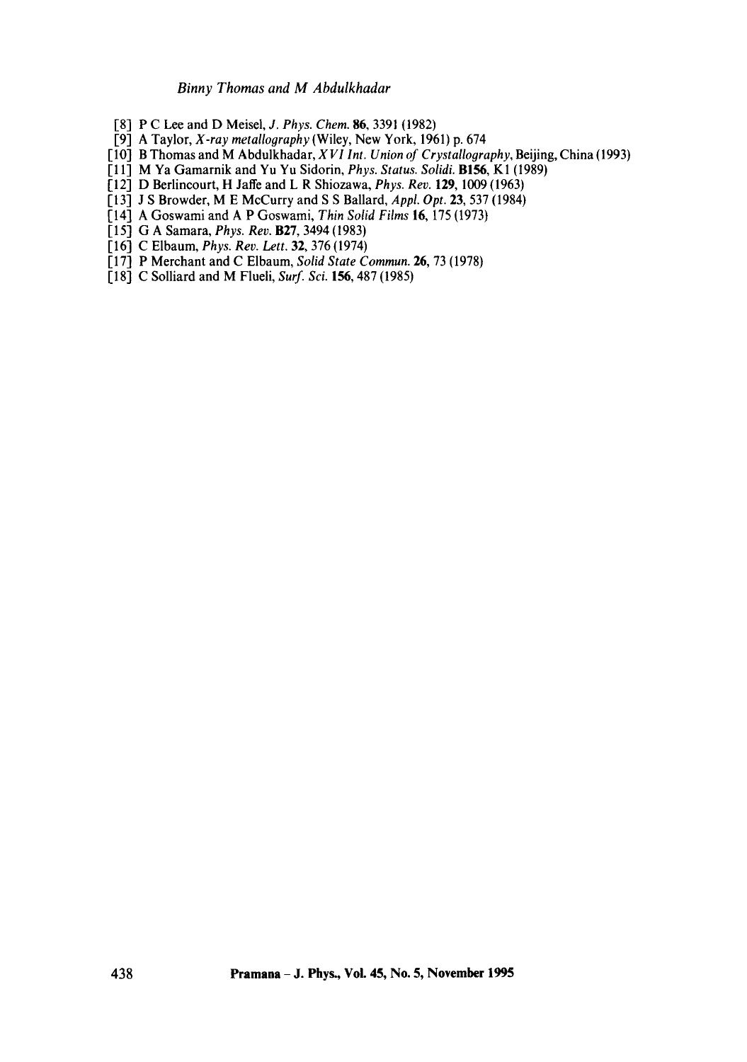[8] P C Lee and D Meisel, *J. Phys. Chem.* **86**, 3391 (1982)

[9] A Taylor, *X-ray metallography* (Wiley, New York, 1961) p. 674

[10] B Thomas and M Abdulkhadar, *XVI Int. Union of Crystallography*, Beijing, China (1993)

[11] M Ya Gamarnik and Yu Yu Sidorin, *Phys. Status. Solidi.* **B156**, K1 (1989)

[12] D Berlincourt, H Jaffe and L R Shiozawa, *Phys. Rev.* **129**, 1009 (1963)

[13] J S Browder, M E McCurry and S S Ballard, *Appl. Opt.* **23**, 537 (1984)

[14] A Goswami and A P Goswami, *Thin Solid Films* **16**, 175 (1973)

[15] G A Samara, *Phys. Rev.* **B27**, 3494 (1983)

[16] C Elbaum, *Phys. Rev. Lett.* **32**, 376 (1974)

[17] P Merchant and C Elbaum, *Solid State Commun.* **26**, 73 (1978)

[18] C Solliard and M Flueli, *Surf. Sci.* **156**, 487 (1985)